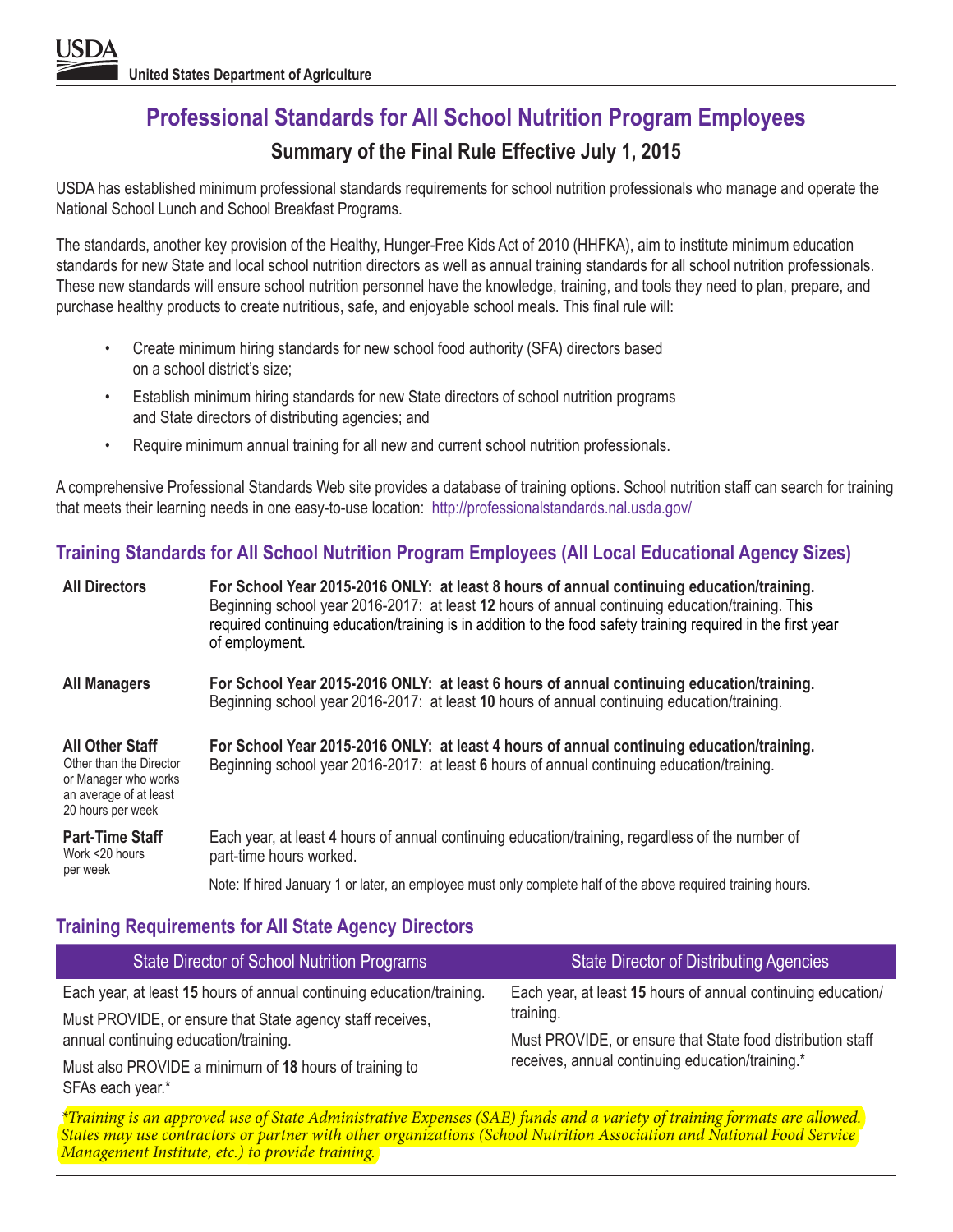USDA

United States Department of Agriculture

# Professional Standards for All School Nutrition Program Employees

## Summary of the Final Rule Effective July 1, 2015

USDA has established minimum professional standards requirements for school nutrition professionals who manage and operate the National School Lunch and School Breakfast Programs.

The standards, another key provision of the Healthy, Hunger-Free Kids Act of 2010 (HHFKA), aim to institute minimum education standards for new State and local school nutrition directors as well as annual training standards for all school nutrition professionals. These new standards will ensure school nutrition personnel have the knowledge, training, and tools they need to plan, prepare, and purchase healthy products to create nutritious, safe, and enjoyable school meals. This final rule will:

- Create minimum hiring standards for new school food authority (SFA) directors based on a school district's size;
- Establish minimum hiring standards for new State directors of school nutrition programs and State directors of distributing agencies; and
- Require minimum annual training for all new and current school nutrition professionals.

A comprehensive Professional Standards Web site provides a database of training options. School nutrition staff can search for training that meets their learning needs in one easy-to-use location: http://professionalstandards.nal.usda.gov/

### Training Standards for All School Nutrition Program Employees (All Local Educational Agency Sizes)

**All Directors**

**For School Year 2015-2016 ONLY: at least 8 hours of annual continuing education/training.** Beginning school year 2016-2017: at least **12** hours of annual continuing education/training. This required continuing education/training is in addition to the food safety training required in the first year of employment.

**All Managers**

**For School Year 2015-2016 ONLY: at least 6 hours of annual continuing education/training.** Beginning school year 2016-2017: at least **10** hours of annual continuing education/training.

**All Other Staff**
Other than the Director or Manager who works an average of at least 20 hours per week

**For School Year 2015-2016 ONLY: at least 4 hours of annual continuing education/training.** Beginning school year 2016-2017: at least **6** hours of annual continuing education/training.

**Part-Time Staff**
Work <20 hours per week

Each year, at least **4** hours of annual continuing education/training, regardless of the number of part-time hours worked.

Note: If hired January 1 or later, an employee must only complete half of the above required training hours.

### Training Requirements for All State Agency Directors

| State Director of School Nutrition Programs | State Director of Distributing Agencies |
|---|---|
| Each year, at least **15** hours of annual continuing education/training.<br>Must PROVIDE, or ensure that State agency staff receives, annual continuing education/training.<br>Must also PROVIDE a minimum of **18** hours of training to SFAs each year.* | Each year, at least **15** hours of annual continuing education/training.<br>Must PROVIDE, or ensure that State food distribution staff receives, annual continuing education/training.* |

*\*Training is an approved use of State Administrative Expenses (SAE) funds and a variety of training formats are allowed. States may use contractors or partner with other organizations (School Nutrition Association and National Food Service Management Institute, etc.) to provide training.*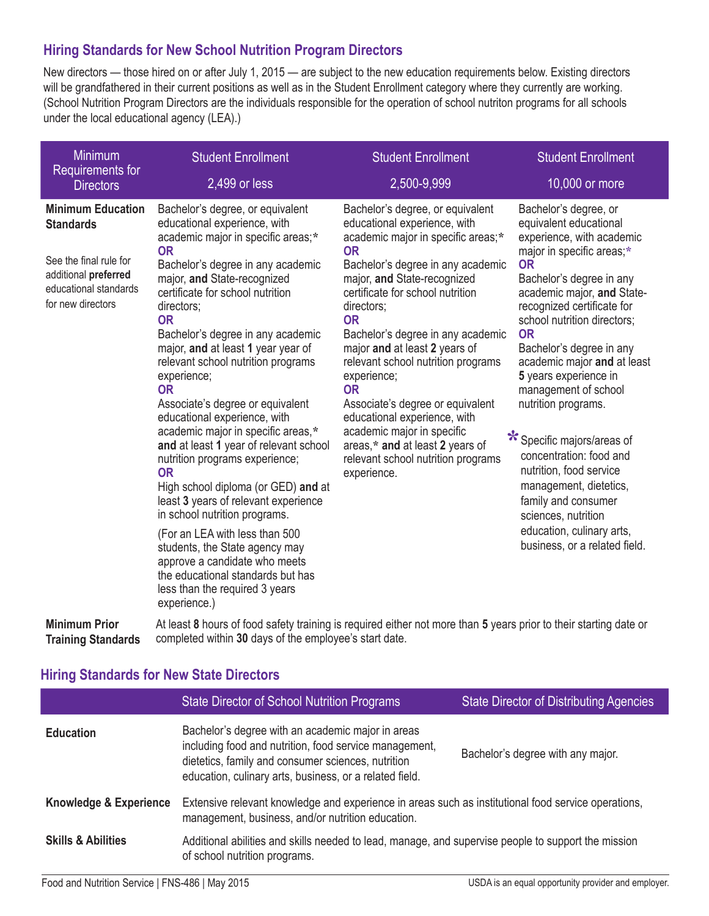## Hiring Standards for New School Nutrition Program Directors

New directors — those hired on or after July 1, 2015 — are subject to the new education requirements below. Existing directors will be grandfathered in their current positions as well as in the Student Enrollment category where they currently are working. (School Nutrition Program Directors are the individuals responsible for the operation of school nutriton programs for all schools under the local educational agency (LEA).)

| Minimum Requirements for Directors | Student Enrollment 2,499 or less | Student Enrollment 2,500-9,999 | Student Enrollment 10,000 or more |
|---|---|---|---|
| **Minimum Education Standards**<br><br>See the final rule for additional **preferred** educational standards for new directors | Bachelor's degree, or equivalent educational experience, with academic major in specific areas;*<br>**OR**<br>Bachelor's degree in any academic major, **and** State-recognized certificate for school nutrition directors;<br>**OR**<br>Bachelor's degree in any academic major, **and** at least **1** year year of relevant school nutrition programs experience;<br>**OR**<br>Associate's degree or equivalent educational experience, with academic major in specific areas,* **and** at least **1** year of relevant school nutrition programs experience;<br>**OR**<br>High school diploma (or GED) **and** at least **3** years of relevant experience in school nutrition programs.<br><br>(For an LEA with less than 500 students, the State agency may approve a candidate who meets the educational standards but has less than the required 3 years experience.) | Bachelor's degree, or equivalent educational experience, with academic major in specific areas;*<br>**OR**<br>Bachelor's degree in any academic major, **and** State-recognized certificate for school nutrition directors;<br>**OR**<br>Bachelor's degree in any academic major **and** at least **2** years of relevant school nutrition programs experience;<br>**OR**<br>Associate's degree or equivalent educational experience, with academic major in specific areas,* **and** at least **2** years of relevant school nutrition programs experience. | Bachelor's degree, or equivalent educational experience, with academic major in specific areas;*<br>**OR**<br>Bachelor's degree in any academic major, **and** State-recognized certificate for school nutrition directors;<br>**OR**<br>Bachelor's degree in any academic major **and** at least **5** years experience in management of school nutrition programs.<br><br>* Specific majors/areas of concentration: food and nutrition, food service management, dietetics, family and consumer sciences, nutrition education, culinary arts, business, or a related field. |
| **Minimum Prior Training Standards** | At least **8** hours of food safety training is required either not more than **5** years prior to their starting date or completed within **30** days of the employee's start date. | | |

## Hiring Standards for New State Directors

| | State Director of School Nutrition Programs | State Director of Distributing Agencies |
|---|---|---|
| **Education** | Bachelor's degree with an academic major in areas including food and nutrition, food service management, dietetics, family and consumer sciences, nutrition education, culinary arts, business, or a related field. | Bachelor's degree with any major. |
| **Knowledge & Experience** | Extensive relevant knowledge and experience in areas such as institutional food service operations, management, business, and/or nutrition education. | |
| **Skills & Abilities** | Additional abilities and skills needed to lead, manage, and supervise people to support the mission of school nutrition programs. | |

Food and Nutrition Service | FNS-486 | May 2015

USDA is an equal opportunity provider and employer.